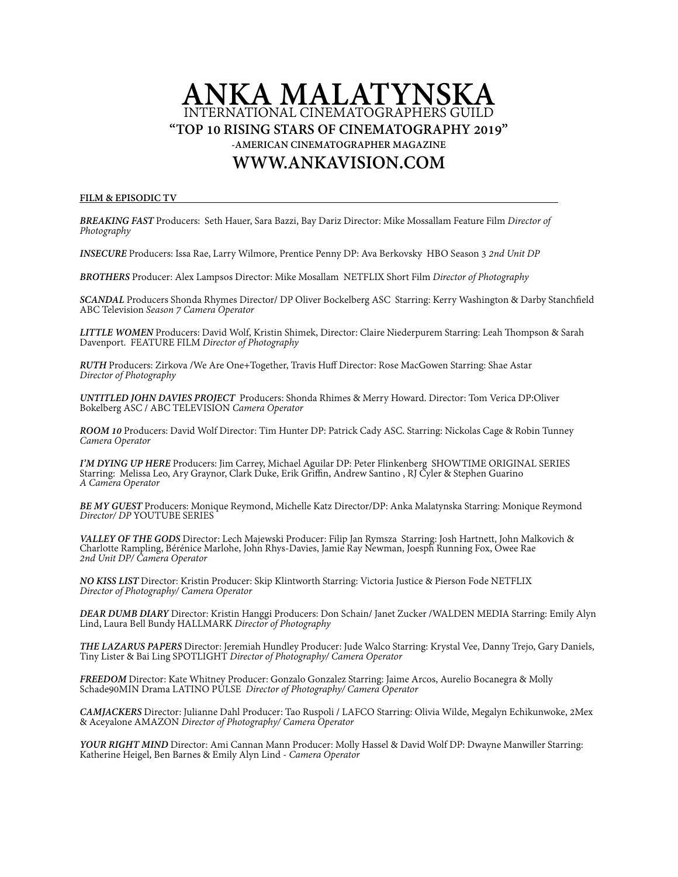# ANKA MALATYNSKA

INTERNATIONAL CINEMATOGRAPHERS GUILD

**"TOP 10 RISING STARS OF CINEMATOGRAPHY 2019"**

**-AMERICAN CINEMATOGRAPHER MAGAZINE**

## WWW.ANKAVISION.COM

**FILM & EPISODIC TV**

***BREAKING FAST*** Producers: Seth Hauer, Sara Bazzi, Bay Dariz Director: Mike Mossallam Feature Film *Director of Photography*

***INSECURE*** Producers: Issa Rae, Larry Wilmore, Prentice Penny DP: Ava Berkovsky HBO Season 3 *2nd Unit DP*

***BROTHERS*** Producer: Alex Lampsos Director: Mike Mosallam NETFLIX Short Film *Director of Photography*

***SCANDAL*** Producers Shonda Rhymes Director/ DP Oliver Bockelberg ASC Starring: Kerry Washington & Darby Stanchfield ABC Television *Season 7 Camera Operator*

***LITTLE WOMEN*** Producers: David Wolf, Kristin Shimek, Director: Claire Niederpurem Starring: Leah Thompson & Sarah Davenport. FEATURE FILM *Director of Photography*

***RUTH*** Producers: Zirkova /We Are One+Together, Travis Huff Director: Rose MacGowen Starring: Shae Astar *Director of Photography*

***UNTITLED JOHN DAVIES PROJECT*** Producers: Shonda Rhimes & Merry Howard. Director: Tom Verica DP:Oliver Bokelberg ASC / ABC TELEVISION *Camera Operator*

***ROOM 10*** Producers: David Wolf Director: Tim Hunter DP: Patrick Cady ASC. Starring: Nickolas Cage & Robin Tunney *Camera Operator*

***I'M DYING UP HERE*** Producers: Jim Carrey, Michael Aguilar DP: Peter Flinkenberg SHOWTIME ORIGINAL SERIES Starring: Melissa Leo, Ary Graynor, Clark Duke, Erik Griffin, Andrew Santino , RJ Cyler & Stephen Guarino *A Camera Operator*

***BE MY GUEST*** Producers: Monique Reymond, Michelle Katz Director/DP: Anka Malatynska Starring: Monique Reymond *Director/ DP* YOUTUBE SERIES

***VALLEY OF THE GODS*** Director: Lech Majewski Producer: Filip Jan Rymsza Starring: Josh Hartnett, John Malkovich & Charlotte Rampling, Bérénice Marlohe, John Rhys-Davies, Jamie Ray Newman, Joesph Running Fox, Owee Rae *2nd Unit DP/ Camera Operator*

***NO KISS LIST*** Director: Kristin Producer: Skip Klintworth Starring: Victoria Justice & Pierson Fode NETFLIX *Director of Photography/ Camera Operator*

***DEAR DUMB DIARY*** Director: Kristin Hanggi Producers: Don Schain/ Janet Zucker /WALDEN MEDIA Starring: Emily Alyn Lind, Laura Bell Bundy HALLMARK *Director of Photography*

***THE LAZARUS PAPERS*** Director: Jeremiah Hundley Producer: Jude Walco Starring: Krystal Vee, Danny Trejo, Gary Daniels, Tiny Lister & Bai Ling SPOTLIGHT *Director of Photography/ Camera Operator*

***FREEDOM*** Director: Kate Whitney Producer: Gonzalo Gonzalez Starring: Jaime Arcos, Aurelio Bocanegra & Molly Schade90MIN Drama LATINO PULSE *Director of Photography/ Camera Operator*

***CAMJACKERS*** Director: Julianne Dahl Producer: Tao Ruspoli / LAFCO Starring: Olivia Wilde, Megalyn Echikunwoke, 2Mex & Aceyalone AMAZON *Director of Photography/ Camera Operator*

***YOUR RIGHT MIND*** Director: Ami Cannan Mann Producer: Molly Hassel & David Wolf DP: Dwayne Manwiller Starring: Katherine Heigel, Ben Barnes & Emily Alyn Lind - *Camera Operator*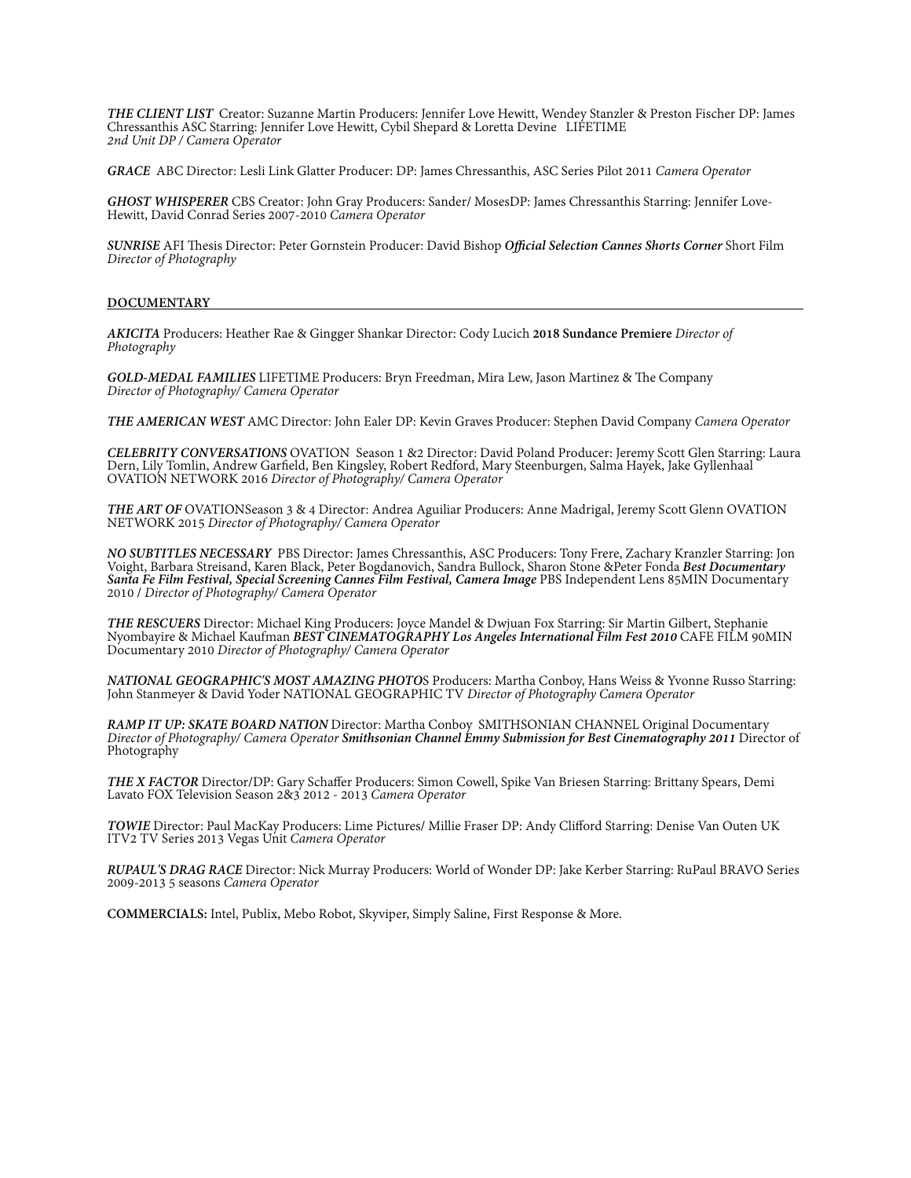***THE CLIENT LIST*** Creator: Suzanne Martin Producers: Jennifer Love Hewitt, Wendey Stanzler & Preston Fischer DP: James Chressanthis ASC Starring: Jennifer Love Hewitt, Cybil Shepard & Loretta Devine LIFETIME
*2nd Unit DP / Camera Operator*

***GRACE*** ABC Director: Lesli Link Glatter Producer: DP: James Chressanthis, ASC Series Pilot 2011 *Camera Operator*

***GHOST WHISPERER*** CBS Creator: John Gray Producers: Sander/ MosesDP: James Chressanthis Starring: Jennifer Love-Hewitt, David Conrad Series 2007-2010 *Camera Operator*

***SUNRISE*** AFI Thesis Director: Peter Gornstein Producer: David Bishop ***Official Selection Cannes Shorts Corner*** Short Film
*Director of Photography*

## DOCUMENTARY

***AKICITA*** Producers: Heather Rae & Gingger Shankar Director: Cody Lucich **2018 Sundance Premiere** *Director of Photography*

***GOLD-MEDAL FAMILIES*** LIFETIME Producers: Bryn Freedman, Mira Lew, Jason Martinez & The Company
*Director of Photography/ Camera Operator*

***THE AMERICAN WEST*** AMC Director: John Ealer DP: Kevin Graves Producer: Stephen David Company *Camera Operator*

***CELEBRITY CONVERSATIONS*** OVATION Season 1 &2 Director: David Poland Producer: Jeremy Scott Glen Starring: Laura Dern, Lily Tomlin, Andrew Garfield, Ben Kingsley, Robert Redford, Mary Steenburgen, Salma Hayek, Jake Gyllenhaal OVATION NETWORK 2016 *Director of Photography/ Camera Operator*

***THE ART OF*** OVATIONSeason 3 & 4 Director: Andrea Aguiliar Producers: Anne Madrigal, Jeremy Scott Glenn OVATION NETWORK 2015 *Director of Photography/ Camera Operator*

***NO SUBTITLES NECESSARY*** PBS Director: James Chressanthis, ASC Producers: Tony Frere, Zachary Kranzler Starring: Jon Voight, Barbara Streisand, Karen Black, Peter Bogdanovich, Sandra Bullock, Sharon Stone &Peter Fonda ***Best Documentary Santa Fe Film Festival, Special Screening Cannes Film Festival, Camera Image*** PBS Independent Lens 85MIN Documentary 2010 / *Director of Photography/ Camera Operator*

***THE RESCUERS*** Director: Michael King Producers: Joyce Mandel & Dwjuan Fox Starring: Sir Martin Gilbert, Stephanie Nyombayire & Michael Kaufman ***BEST CINEMATOGRAPHY Los Angeles International Film Fest 2010*** CAFE FILM 90MIN Documentary 2010 *Director of Photography/ Camera Operator*

***NATIONAL GEOGRAPHIC'S MOST AMAZING PHOTO***S Producers: Martha Conboy, Hans Weiss & Yvonne Russo Starring: John Stanmeyer & David Yoder NATIONAL GEOGRAPHIC TV *Director of Photography Camera Operator*

***RAMP IT UP: SKATE BOARD NATION*** Director: Martha Conboy SMITHSONIAN CHANNEL Original Documentary *Director of Photography/ Camera Operator* ***Smithsonian Channel Emmy Submission for Best Cinematography 2011*** Director of Photography

***THE X FACTOR*** Director/DP: Gary Schaffer Producers: Simon Cowell, Spike Van Briesen Starring: Brittany Spears, Demi Lavato FOX Television Season 2&3 2012 - 2013 *Camera Operator*

***TOWIE*** Director: Paul MacKay Producers: Lime Pictures/ Millie Fraser DP: Andy Clifford Starring: Denise Van Outen UK ITV2 TV Series 2013 Vegas Unit *Camera Operator*

***RUPAUL'S DRAG RACE*** Director: Nick Murray Producers: World of Wonder DP: Jake Kerber Starring: RuPaul BRAVO Series 2009-2013 5 seasons *Camera Operator*

**COMMERCIALS:** Intel, Publix, Mebo Robot, Skyviper, Simply Saline, First Response & More.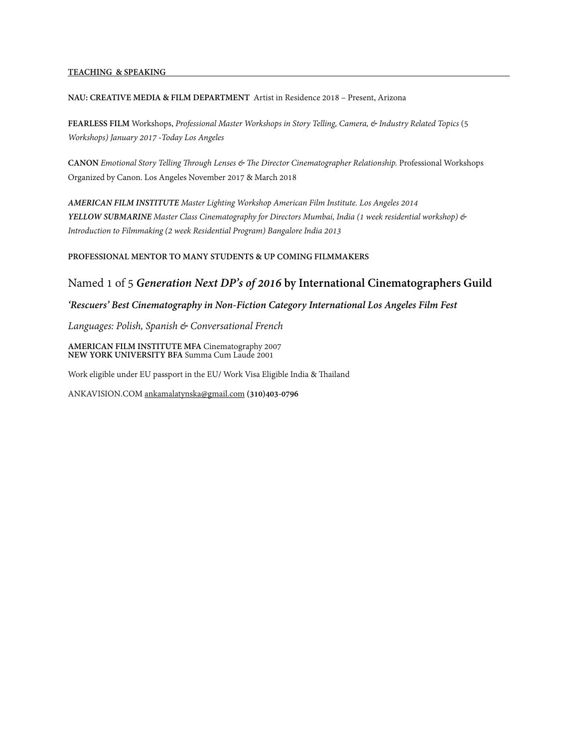## TEACHING & SPEAKING

**NAU: CREATIVE MEDIA & FILM DEPARTMENT** Artist in Residence 2018 – Present, Arizona

**FEARLESS FILM** Workshops, *Professional Master Workshops in Story Telling, Camera, & Industry Related Topics* (5 *Workshops) January 2017 -Today Los Angeles*

**CANON** *Emotional Story Telling Through Lenses & The Director Cinematographer Relationship.* Professional Workshops Organized by Canon. Los Angeles November 2017 & March 2018

***AMERICAN FILM INSTITUTE*** *Master Lighting Workshop American Film Institute. Los Angeles 2014*
***YELLOW SUBMARINE*** *Master Class Cinematography for Directors Mumbai, India (1 week residential workshop) & Introduction to Filmmaking (2 week Residential Program) Bangalore India 2013*

**PROFESSIONAL MENTOR TO MANY STUDENTS & UP COMING FILMMAKERS**

Named 1 of 5 ***Generation Next DP's of 2016*** **by International Cinematographers Guild**

***'Rescuers' Best Cinematography in Non-Fiction Category International Los Angeles Film Fest***

*Languages: Polish, Spanish & Conversational French*

**AMERICAN FILM INSTITUTE MFA** Cinematography 2007
**NEW YORK UNIVERSITY BFA** Summa Cum Laude 2001

Work eligible under EU passport in the EU/ Work Visa Eligible India & Thailand

ANKAVISION.COM ankamalatynska@gmail.com **(310)403-0796**